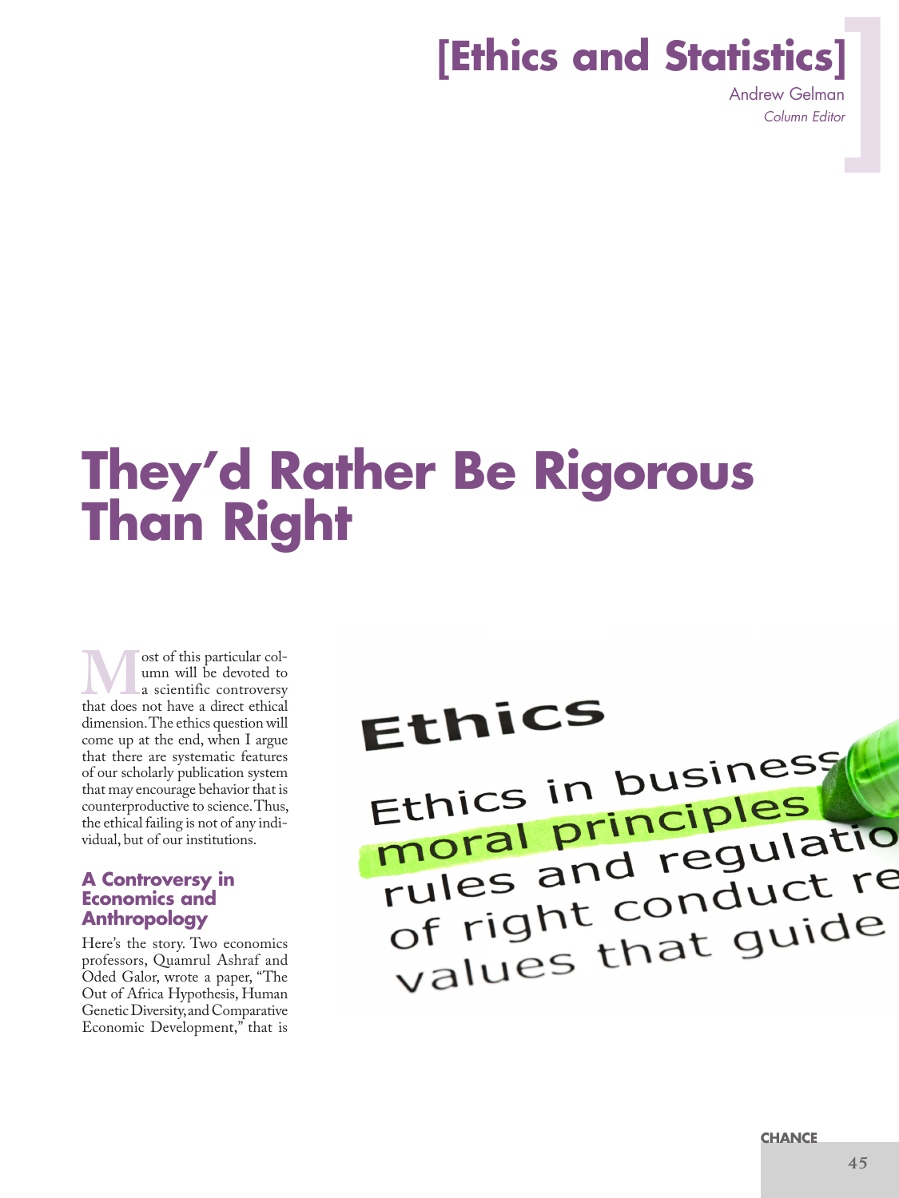# [Ethics and Statistics]

Andrew Gelman

*Column Editor*

# They'd Rather Be Rigorous Than Right

Most of this particular column will be devoted to a scientific controversy that does not have a direct ethical dimension. The ethics question will come up at the end, when I argue that there are systematic features of our scholarly publication system that may encourage behavior that is counterproductive to science. Thus, the ethical failing is not of any individual, but of our institutions.

## A Controversy in Economics and Anthropology

Here's the story. Two economics professors, Quamrul Ashraf and Oded Galor, wrote a paper, "The Out of Africa Hypothesis, Human Genetic Diversity, and Comparative Economic Development," that is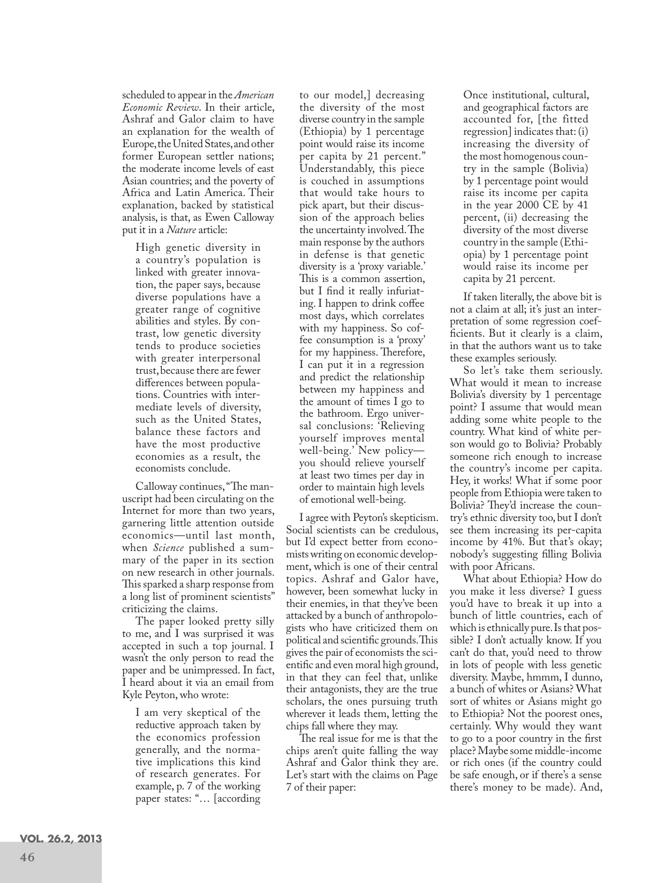scheduled to appear in the *American Economic Review*. In their article, Ashraf and Galor claim to have an explanation for the wealth of Europe, the United States, and other former European settler nations; the moderate income levels of east Asian countries; and the poverty of Africa and Latin America. Their explanation, backed by statistical analysis, is that, as Ewen Calloway put it in a *Nature* article:

> High genetic diversity in a country's population is linked with greater innovation, the paper says, because diverse populations have a greater range of cognitive abilities and styles. By contrast, low genetic diversity tends to produce societies with greater interpersonal trust, because there are fewer differences between populations. Countries with intermediate levels of diversity, such as the United States, balance these factors and have the most productive economies as a result, the economists conclude.

Calloway continues, "The manuscript had been circulating on the Internet for more than two years, garnering little attention outside economics—until last month, when *Science* published a summary of the paper in its section on new research in other journals. This sparked a sharp response from a long list of prominent scientists" criticizing the claims.

The paper looked pretty silly to me, and I was surprised it was accepted in such a top journal. I wasn't the only person to read the paper and be unimpressed. In fact, I heard about it via an email from Kyle Peyton, who wrote:

> I am very skeptical of the reductive approach taken by the economics profession generally, and the normative implications this kind of research generates. For example, p. 7 of the working paper states: "… [according to our model,] decreasing the diversity of the most diverse country in the sample (Ethiopia) by 1 percentage point would raise its income per capita by 21 percent." Understandably, this piece is couched in assumptions that would take hours to pick apart, but their discussion of the approach belies the uncertainty involved. The main response by the authors in defense is that genetic diversity is a 'proxy variable.' This is a common assertion, but I find it really infuriating. I happen to drink coffee most days, which correlates with my happiness. So coffee consumption is a 'proxy' for my happiness. Therefore, I can put it in a regression and predict the relationship between my happiness and the amount of times I go to the bathroom. Ergo universal conclusions: 'Relieving yourself improves mental well-being.' New policy—you should relieve yourself at least two times per day in order to maintain high levels of emotional well-being.

I agree with Peyton's skepticism. Social scientists can be credulous, but I'd expect better from economists writing on economic development, which is one of their central topics. Ashraf and Galor have, however, been somewhat lucky in their enemies, in that they've been attacked by a bunch of anthropologists who have criticized them on political and scientific grounds. This gives the pair of economists the scientific and even moral high ground, in that they can feel that, unlike their antagonists, they are the true scholars, the ones pursuing truth wherever it leads them, letting the chips fall where they may.

The real issue for me is that the chips aren't quite falling the way Ashraf and Galor think they are. Let's start with the claims on Page 7 of their paper:

> Once institutional, cultural, and geographical factors are accounted for, [the fitted regression] indicates that: (i) increasing the diversity of the most homogenous country in the sample (Bolivia) by 1 percentage point would raise its income per capita in the year 2000 CE by 41 percent, (ii) decreasing the diversity of the most diverse country in the sample (Ethiopia) by 1 percentage point would raise its income per capita by 21 percent.

If taken literally, the above bit is not a claim at all; it's just an interpretation of some regression coefficients. But it clearly is a claim, in that the authors want us to take these examples seriously.

So let's take them seriously. What would it mean to increase Bolivia's diversity by 1 percentage point? I assume that would mean adding some white people to the country. What kind of white person would go to Bolivia? Probably someone rich enough to increase the country's income per capita. Hey, it works! What if some poor people from Ethiopia were taken to Bolivia? They'd increase the country's ethnic diversity too, but I don't see them increasing its per-capita income by 41%. But that's okay; nobody's suggesting filling Bolivia with poor Africans.

What about Ethiopia? How do you make it less diverse? I guess you'd have to break it up into a bunch of little countries, each of which is ethnically pure. Is that possible? I don't actually know. If you can't do that, you'd need to throw in lots of people with less genetic diversity. Maybe, hmmm, I dunno, a bunch of whites or Asians? What sort of whites or Asians might go to Ethiopia? Not the poorest ones, certainly. Why would they want to go to a poor country in the first place? Maybe some middle-income or rich ones (if the country could be safe enough, or if there's a sense there's money to be made). And,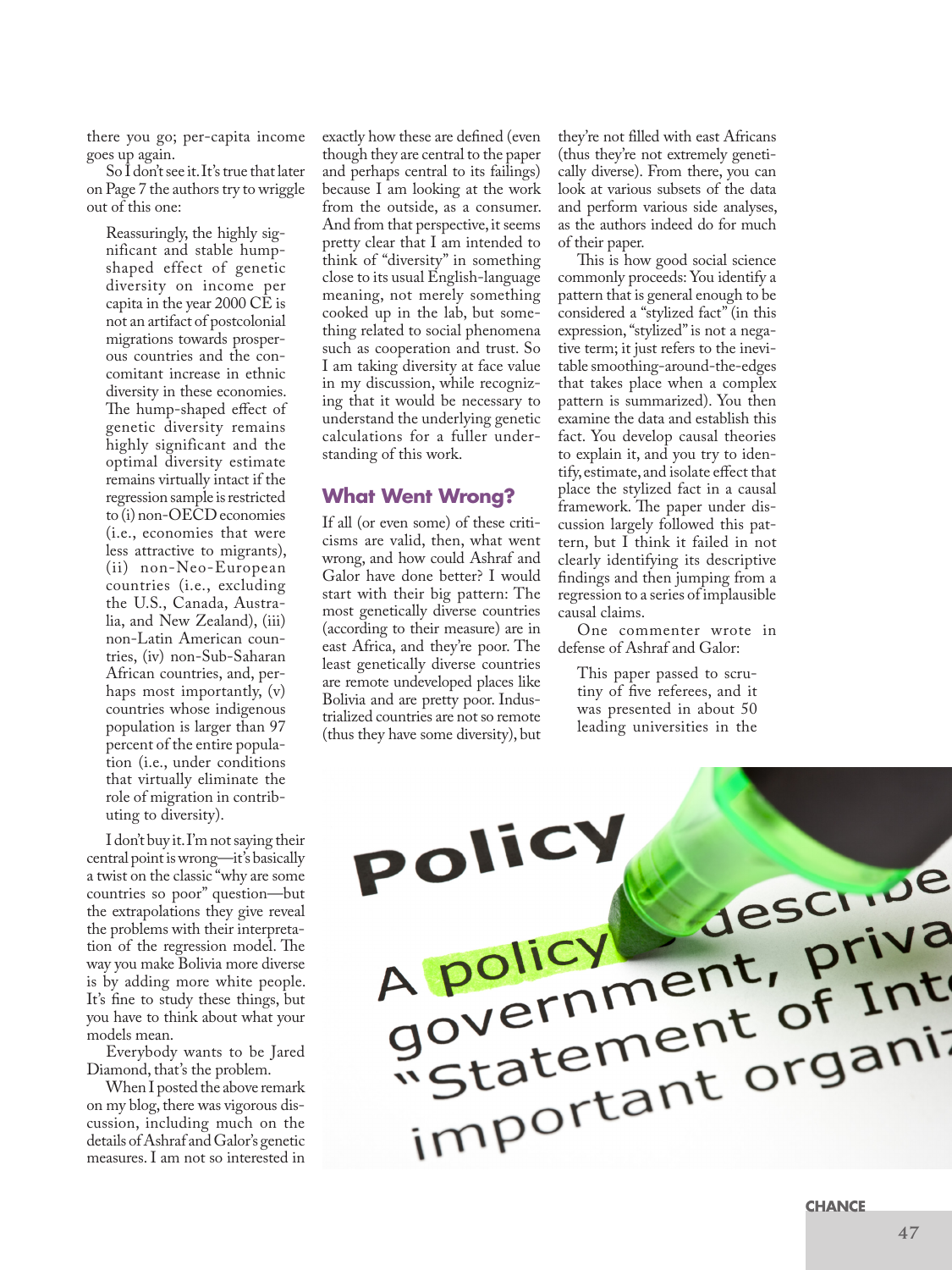there you go; per-capita income goes up again.

So I don't see it. It's true that later on Page 7 the authors try to wriggle out of this one:

> Reassuringly, the highly significant and stable hump-shaped effect of genetic diversity on income per capita in the year 2000 CE is not an artifact of postcolonial migrations towards prosperous countries and the concomitant increase in ethnic diversity in these economies. The hump-shaped effect of genetic diversity remains highly significant and the optimal diversity estimate remains virtually intact if the regression sample is restricted to (i) non-OECD economies (i.e., economies that were less attractive to migrants), (ii) non-Neo-European countries (i.e., excluding the U.S., Canada, Australia, and New Zealand), (iii) non-Latin American countries, (iv) non-Sub-Saharan African countries, and, perhaps most importantly, (v) countries whose indigenous population is larger than 97 percent of the entire population (i.e., under conditions that virtually eliminate the role of migration in contributing to diversity).

I don't buy it. I'm not saying their central point is wrong—it's basically a twist on the classic "why are some countries so poor" question—but the extrapolations they give reveal the problems with their interpretation of the regression model. The way you make Bolivia more diverse is by adding more white people. It's fine to study these things, but you have to think about what your models mean.

Everybody wants to be Jared Diamond, that's the problem.

When I posted the above remark on my blog, there was vigorous discussion, including much on the details of Ashraf and Galor's genetic measures. I am not so interested in exactly how these are defined (even though they are central to the paper and perhaps central to its failings) because I am looking at the work from the outside, as a consumer. And from that perspective, it seems pretty clear that I am intended to think of "diversity" in something close to its usual English-language meaning, not merely something cooked up in the lab, but something related to social phenomena such as cooperation and trust. So I am taking diversity at face value in my discussion, while recognizing that it would be necessary to understand the underlying genetic calculations for a fuller understanding of this work.

## What Went Wrong?

If all (or even some) of these criticisms are valid, then, what went wrong, and how could Ashraf and Galor have done better? I would start with their big pattern: The most genetically diverse countries (according to their measure) are in east Africa, and they're poor. The least genetically diverse countries are remote undeveloped places like Bolivia and are pretty poor. Industrialized countries are not so remote (thus they have some diversity), but they're not filled with east Africans (thus they're not extremely genetically diverse). From there, you can look at various subsets of the data and perform various side analyses, as the authors indeed do for much of their paper.

This is how good social science commonly proceeds: You identify a pattern that is general enough to be considered a "stylized fact" (in this expression, "stylized" is not a negative term; it just refers to the inevitable smoothing-around-the-edges that takes place when a complex pattern is summarized). You then examine the data and establish this fact. You develop causal theories to explain it, and you try to identify, estimate, and isolate effect that place the stylized fact in a causal framework. The paper under discussion largely followed this pattern, but I think it failed in not clearly identifying its descriptive findings and then jumping from a regression to a series of implausible causal claims.

One commenter wrote in defense of Ashraf and Galor:

> This paper passed to scrutiny of five referees, and it was presented in about 50 leading universities in the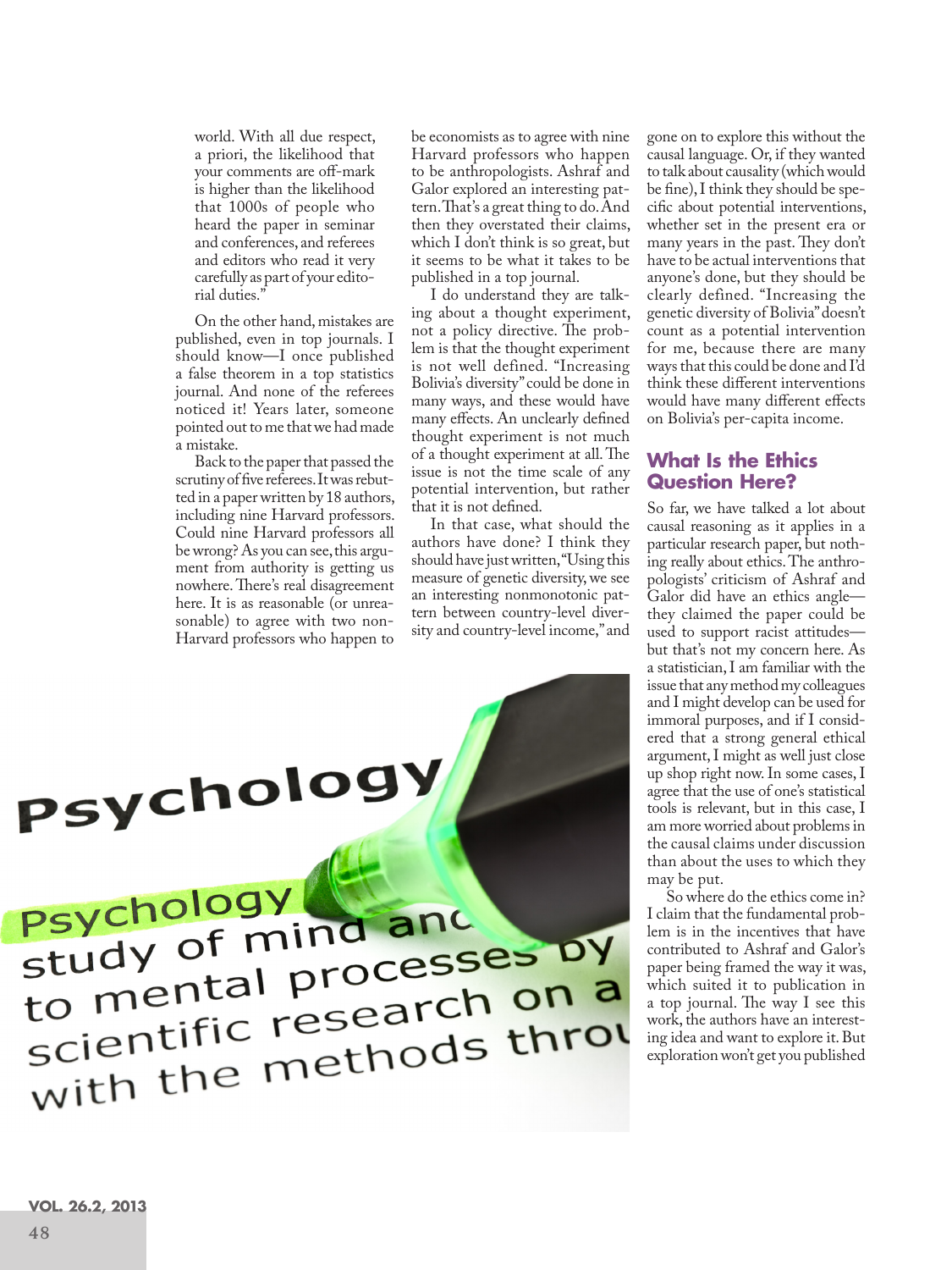world. With all due respect, a priori, the likelihood that your comments are off-mark is higher than the likelihood that 1000s of people who heard the paper in seminar and conferences, and referees and editors who read it very carefully as part of your editorial duties."

On the other hand, mistakes are published, even in top journals. I should know—I once published a false theorem in a top statistics journal. And none of the referees noticed it! Years later, someone pointed out to me that we had made a mistake.

Back to the paper that passed the scrutiny of five referees. It was rebutted in a paper written by 18 authors, including nine Harvard professors. Could nine Harvard professors all be wrong? As you can see, this argument from authority is getting us nowhere. There's real disagreement here. It is as reasonable (or unreasonable) to agree with two non-Harvard professors who happen to be economists as to agree with nine Harvard professors who happen to be anthropologists. Ashraf and Galor explored an interesting pattern. That's a great thing to do. And then they overstated their claims, which I don't think is so great, but it seems to be what it takes to be published in a top journal.

I do understand they are talking about a thought experiment, not a policy directive. The problem is that the thought experiment is not well defined. "Increasing Bolivia's diversity" could be done in many ways, and these would have many effects. An unclearly defined thought experiment is not much of a thought experiment at all. The issue is not the time scale of any potential intervention, but rather that it is not defined.

In that case, what should the authors have done? I think they should have just written, "Using this measure of genetic diversity, we see an interesting nonmonotonic pattern between country-level diversity and country-level income," and gone on to explore this without the causal language. Or, if they wanted to talk about causality (which would be fine), I think they should be specific about potential interventions, whether set in the present era or many years in the past. They don't have to be actual interventions that anyone's done, but they should be clearly defined. "Increasing the genetic diversity of Bolivia" doesn't count as a potential intervention for me, because there are many ways that this could be done and I'd think these different interventions would have many different effects on Bolivia's per-capita income.

## What Is the Ethics Question Here?

So far, we have talked a lot about causal reasoning as it applies in a particular research paper, but nothing really about ethics. The anthropologists' criticism of Ashraf and Galor did have an ethics angle—they claimed the paper could be used to support racist attitudes—but that's not my concern here. As a statistician, I am familiar with the issue that any method my colleagues and I might develop can be used for immoral purposes, and if I considered that a strong general ethical argument, I might as well just close up shop right now. In some cases, I agree that the use of one's statistical tools is relevant, but in this case, I am more worried about problems in the causal claims under discussion than about the uses to which they may be put.

So where do the ethics come in? I claim that the fundamental problem is in the incentives that have contributed to Ashraf and Galor's paper being framed the way it was, which suited it to publication in a top journal. The way I see this work, the authors have an interesting idea and want to explore it. But exploration won't get you published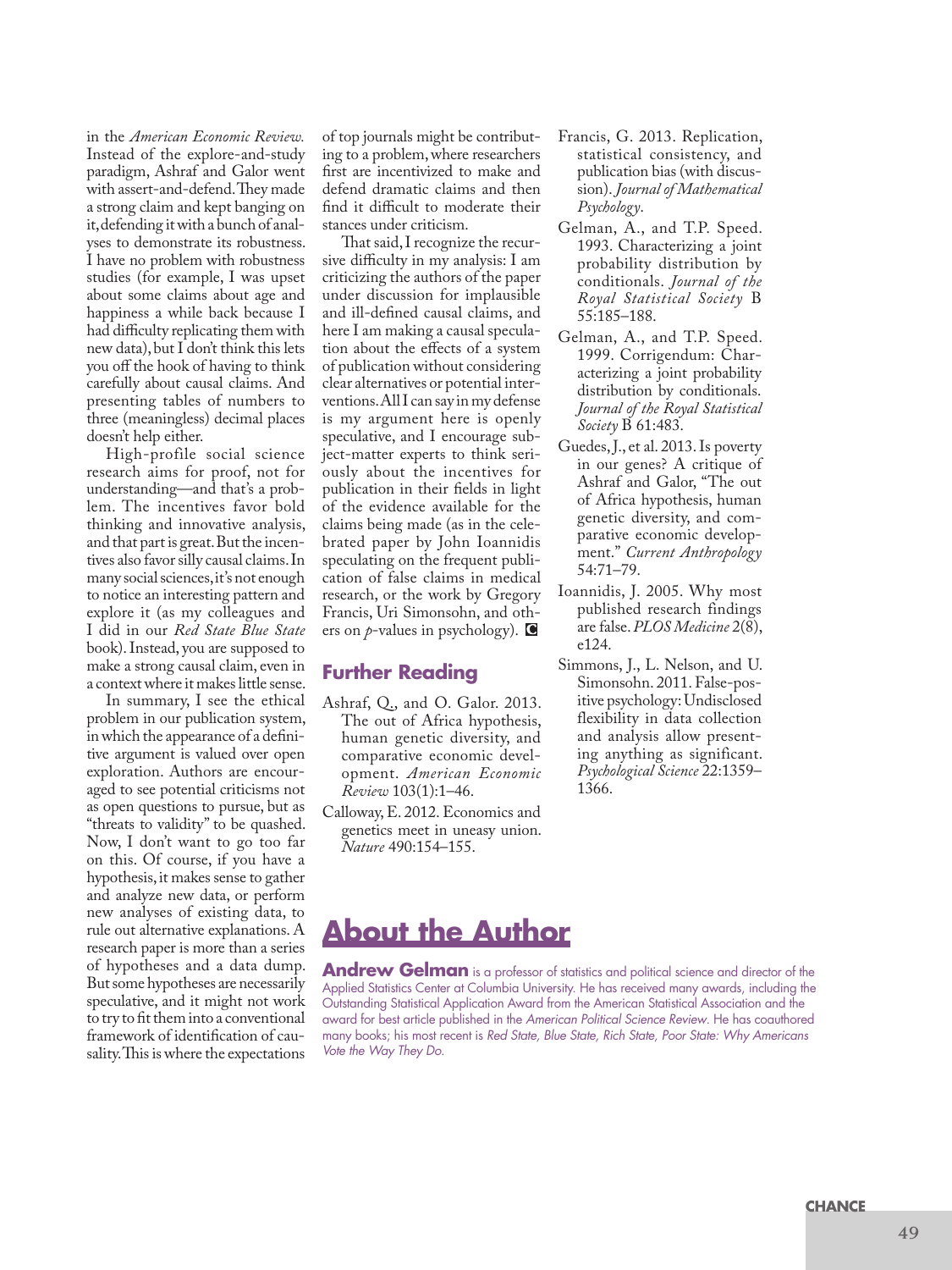in the *American Economic Review.* Instead of the explore-and-study paradigm, Ashraf and Galor went with assert-and-defend. They made a strong claim and kept banging on it, defending it with a bunch of analyses to demonstrate its robustness. I have no problem with robustness studies (for example, I was upset about some claims about age and happiness a while back because I had difficulty replicating them with new data), but I don't think this lets you off the hook of having to think carefully about causal claims. And presenting tables of numbers to three (meaningless) decimal places doesn't help either.

High-profile social science research aims for proof, not for understanding—and that's a problem. The incentives favor bold thinking and innovative analysis, and that part is great. But the incentives also favor silly causal claims. In many social sciences, it's not enough to notice an interesting pattern and explore it (as my colleagues and I did in our *Red State Blue State* book). Instead, you are supposed to make a strong causal claim, even in a context where it makes little sense.

In summary, I see the ethical problem in our publication system, in which the appearance of a definitive argument is valued over open exploration. Authors are encouraged to see potential criticisms not as open questions to pursue, but as "threats to validity" to be quashed. Now, I don't want to go too far on this. Of course, if you have a hypothesis, it makes sense to gather and analyze new data, or perform new analyses of existing data, to rule out alternative explanations. A research paper is more than a series of hypotheses and a data dump. But some hypotheses are necessarily speculative, and it might not work to try to fit them into a conventional framework of identification of causality. This is where the expectations of top journals might be contributing to a problem, where researchers first are incentivized to make and defend dramatic claims and then find it difficult to moderate their stances under criticism.

That said, I recognize the recursive difficulty in my analysis: I am criticizing the authors of the paper under discussion for implausible and ill-defined causal claims, and here I am making a causal speculation about the effects of a system of publication without considering clear alternatives or potential interventions. All I can say in my defense is my argument here is openly speculative, and I encourage subject-matter experts to think seriously about the incentives for publication in their fields in light of the evidence available for the claims being made (as in the celebrated paper by John Ioannidis speculating on the frequent publication of false claims in medical research, or the work by Gregory Francis, Uri Simonsohn, and others on *p*-values in psychology).

## Further Reading

Ashraf, Q., and O. Galor. 2013. The out of Africa hypothesis, human genetic diversity, and comparative economic development. *American Economic Review* 103(1):1–46.

Calloway, E. 2012. Economics and genetics meet in uneasy union. *Nature* 490:154–155.

Francis, G. 2013. Replication, statistical consistency, and publication bias (with discussion). *Journal of Mathematical Psychology*.

Gelman, A., and T.P. Speed. 1993. Characterizing a joint probability distribution by conditionals. *Journal of the Royal Statistical Society* B 55:185–188.

Gelman, A., and T.P. Speed. 1999. Corrigendum: Characterizing a joint probability distribution by conditionals. *Journal of the Royal Statistical Society* B 61:483.

Guedes, J., et al. 2013. Is poverty in our genes? A critique of Ashraf and Galor, "The out of Africa hypothesis, human genetic diversity, and comparative economic development." *Current Anthropology* 54:71–79.

Ioannidis, J. 2005. Why most published research findings are false. *PLOS Medicine* 2(8), e124.

Simmons, J., L. Nelson, and U. Simonsohn. 2011. False-positive psychology: Undisclosed flexibility in data collection and analysis allow presenting anything as significant. *Psychological Science* 22:1359–1366.

## About the Author

**Andrew Gelman** is a professor of statistics and political science and director of the Applied Statistics Center at Columbia University. He has received many awards, including the Outstanding Statistical Application Award from the American Statistical Association and the award for best article published in the *American Political Science Review*. He has coauthored many books; his most recent is *Red State, Blue State, Rich State, Poor State: Why Americans Vote the Way They Do.*